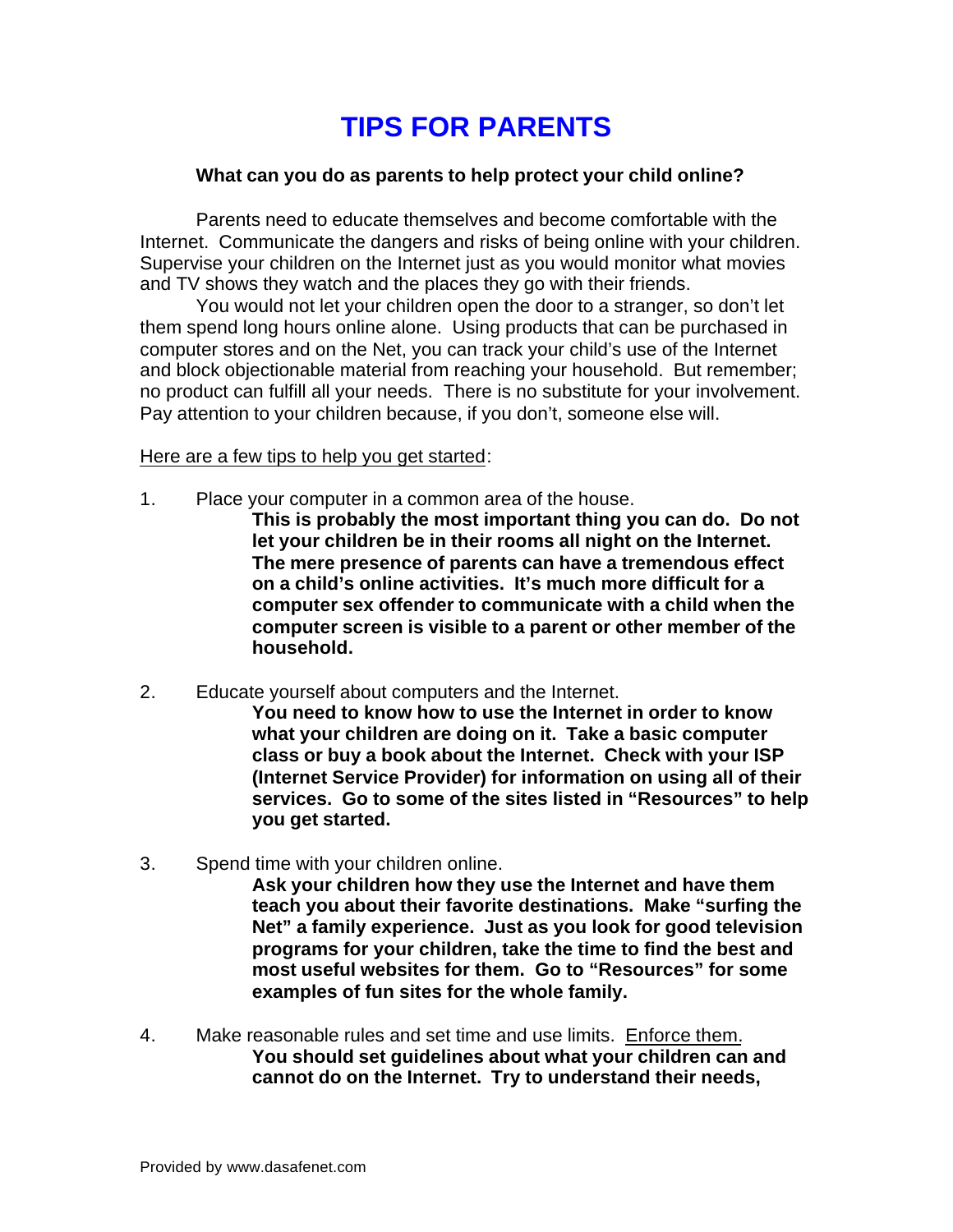# TIPS FOR PARENTS

**What can you do as parents to help protect your child online?**

Parents need to educate themselves and become comfortable with the Internet. Communicate the dangers and risks of being online with your children. Supervise your children on the Internet just as you would monitor what movies and TV shows they watch and the places they go with their friends.

You would not let your children open the door to a stranger, so don't let them spend long hours online alone. Using products that can be purchased in computer stores and on the Net, you can track your child's use of the Internet and block objectionable material from reaching your household. But remember; no product can fulfill all your needs. There is no substitute for your involvement. Pay attention to your children because, if you don't, someone else will.

<u>Here are a few tips to help you get started</u>:

1. Place your computer in a common area of the house.

   **This is probably the most important thing you can do. Do not let your children be in their rooms all night on the Internet. The mere presence of parents can have a tremendous effect on a child's online activities. It's much more difficult for a computer sex offender to communicate with a child when the computer screen is visible to a parent or other member of the household.**

2. Educate yourself about computers and the Internet.

   **You need to know how to use the Internet in order to know what your children are doing on it. Take a basic computer class or buy a book about the Internet. Check with your ISP (Internet Service Provider) for information on using all of their services. Go to some of the sites listed in "Resources" to help you get started.**

3. Spend time with your children online.

   **Ask your children how they use the Internet and have them teach you about their favorite destinations. Make "surfing the Net" a family experience. Just as you look for good television programs for your children, take the time to find the best and most useful websites for them. Go to "Resources" for some examples of fun sites for the whole family.**

4. Make reasonable rules and set time and use limits. <u>Enforce them.</u>

   **You should set guidelines about what your children can and cannot do on the Internet. Try to understand their needs,**

Provided by www.dasafenet.com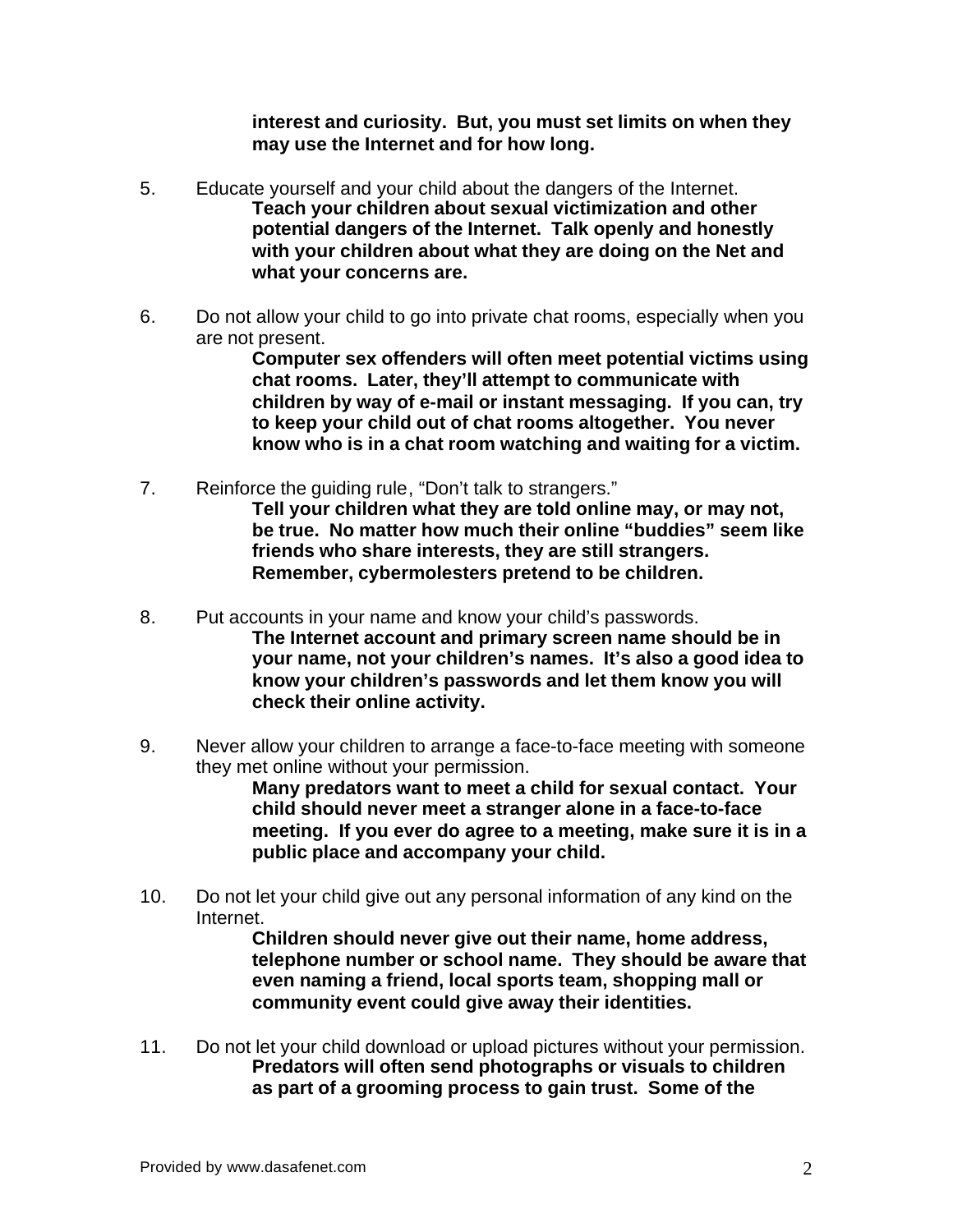**interest and curiosity. But, you must set limits on when they may use the Internet and for how long.**

5. Educate yourself and your child about the dangers of the Internet.
   **Teach your children about sexual victimization and other potential dangers of the Internet. Talk openly and honestly with your children about what they are doing on the Net and what your concerns are.**

6. Do not allow your child to go into private chat rooms, especially when you are not present.
   **Computer sex offenders will often meet potential victims using chat rooms. Later, they'll attempt to communicate with children by way of e-mail or instant messaging. If you can, try to keep your child out of chat rooms altogether. You never know who is in a chat room watching and waiting for a victim.**

7. Reinforce the guiding rule, "Don't talk to strangers."
   **Tell your children what they are told online may, or may not, be true. No matter how much their online "buddies" seem like friends who share interests, they are still strangers. Remember, cybermolesters pretend to be children.**

8. Put accounts in your name and know your child's passwords.
   **The Internet account and primary screen name should be in your name, not your children's names. It's also a good idea to know your children's passwords and let them know you will check their online activity.**

9. Never allow your children to arrange a face-to-face meeting with someone they met online without your permission.
   **Many predators want to meet a child for sexual contact. Your child should never meet a stranger alone in a face-to-face meeting. If you ever do agree to a meeting, make sure it is in a public place and accompany your child.**

10. Do not let your child give out any personal information of any kind on the Internet.
    **Children should never give out their name, home address, telephone number or school name. They should be aware that even naming a friend, local sports team, shopping mall or community event could give away their identities.**

11. Do not let your child download or upload pictures without your permission.
    **Predators will often send photographs or visuals to children as part of a grooming process to gain trust. Some of the**

Provided by www.dasafenet.com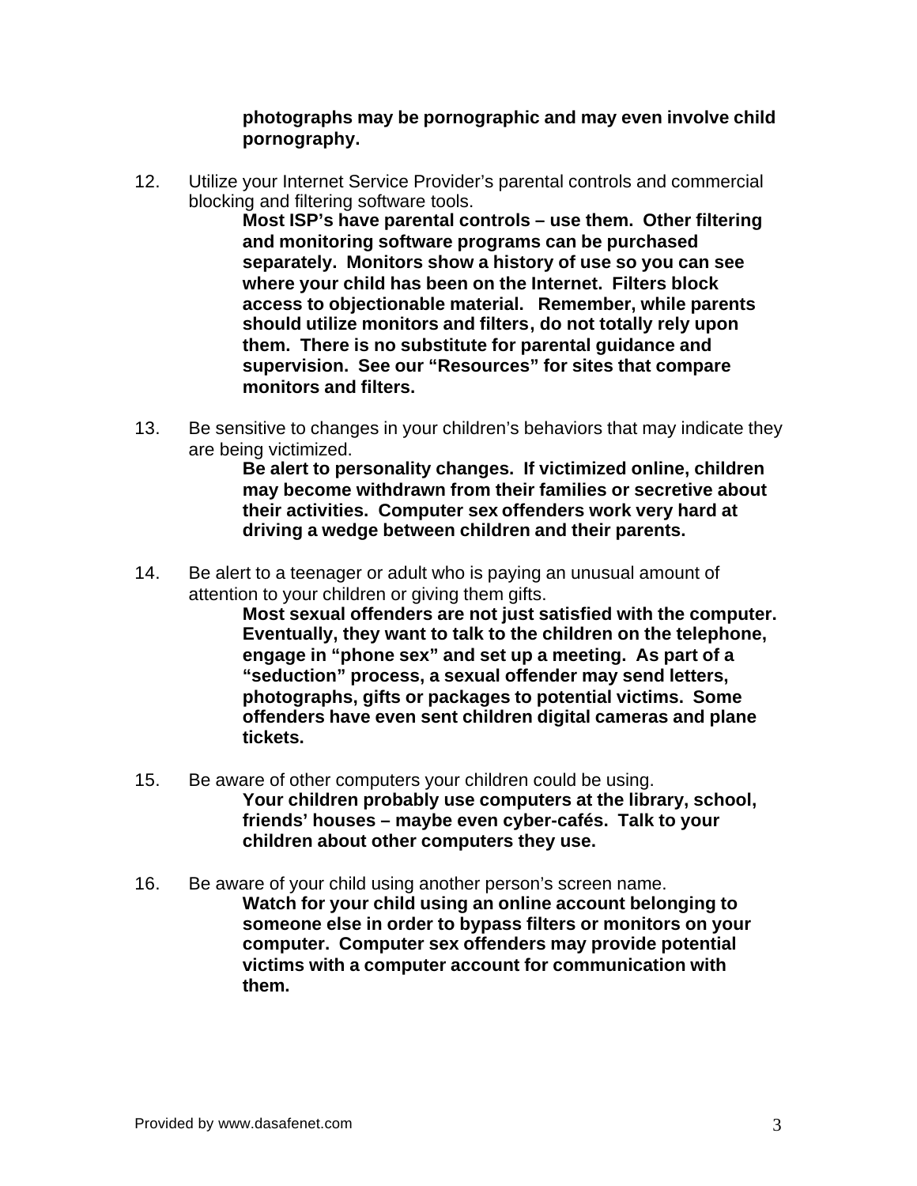**photographs may be pornographic and may even involve child pornography.**

12. Utilize your Internet Service Provider's parental controls and commercial blocking and filtering software tools.
    **Most ISP's have parental controls – use them. Other filtering and monitoring software programs can be purchased separately. Monitors show a history of use so you can see where your child has been on the Internet. Filters block access to objectionable material. Remember, while parents should utilize monitors and filters, do not totally rely upon them. There is no substitute for parental guidance and supervision. See our "Resources" for sites that compare monitors and filters.**

13. Be sensitive to changes in your children's behaviors that may indicate they are being victimized.
    **Be alert to personality changes. If victimized online, children may become withdrawn from their families or secretive about their activities. Computer sex offenders work very hard at driving a wedge between children and their parents.**

14. Be alert to a teenager or adult who is paying an unusual amount of attention to your children or giving them gifts.
    **Most sexual offenders are not just satisfied with the computer. Eventually, they want to talk to the children on the telephone, engage in "phone sex" and set up a meeting. As part of a "seduction" process, a sexual offender may send letters, photographs, gifts or packages to potential victims. Some offenders have even sent children digital cameras and plane tickets.**

15. Be aware of other computers your children could be using.
    **Your children probably use computers at the library, school, friends' houses – maybe even cyber-cafés. Talk to your children about other computers they use.**

16. Be aware of your child using another person's screen name.
    **Watch for your child using an online account belonging to someone else in order to bypass filters or monitors on your computer. Computer sex offenders may provide potential victims with a computer account for communication with them.**

Provided by www.dasafenet.com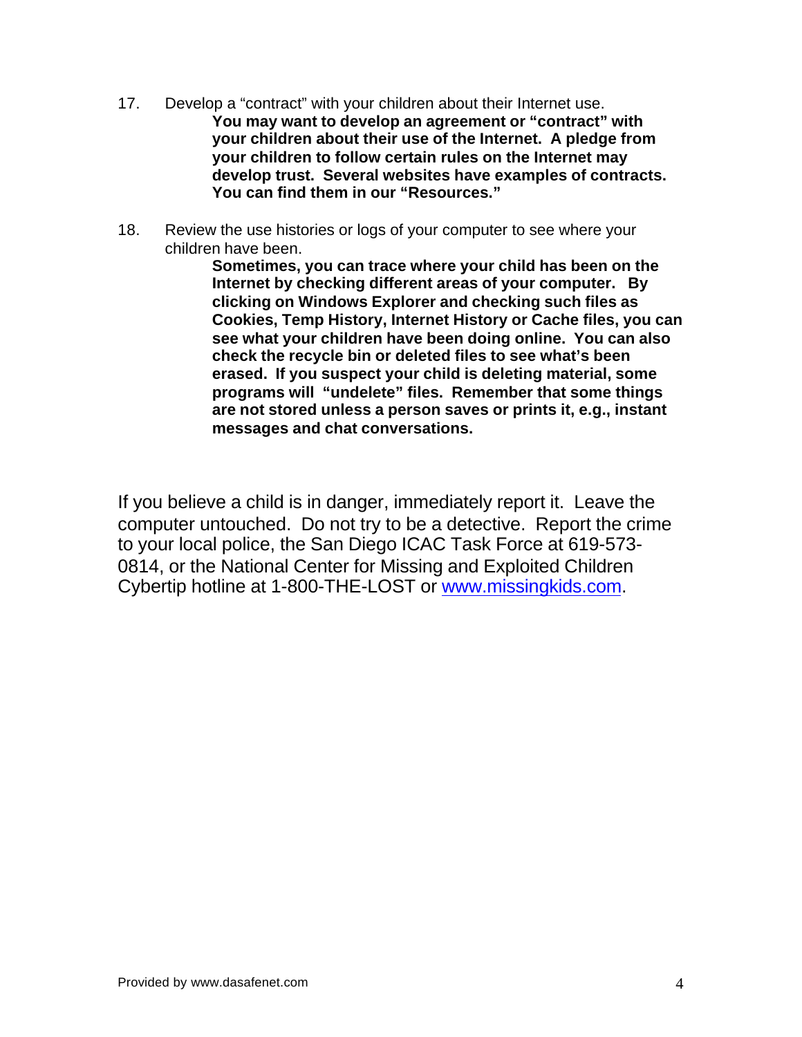17. Develop a "contract" with your children about their Internet use.

    **You may want to develop an agreement or "contract" with your children about their use of the Internet. A pledge from your children to follow certain rules on the Internet may develop trust. Several websites have examples of contracts. You can find them in our "Resources."**

18. Review the use histories or logs of your computer to see where your children have been.

    **Sometimes, you can trace where your child has been on the Internet by checking different areas of your computer. By clicking on Windows Explorer and checking such files as Cookies, Temp History, Internet History or Cache files, you can see what your children have been doing online. You can also check the recycle bin or deleted files to see what's been erased. If you suspect your child is deleting material, some programs will "undelete" files. Remember that some things are not stored unless a person saves or prints it, e.g., instant messages and chat conversations.**

If you believe a child is in danger, immediately report it. Leave the computer untouched. Do not try to be a detective. Report the crime to your local police, the San Diego ICAC Task Force at 619-573-0814, or the National Center for Missing and Exploited Children Cybertip hotline at 1-800-THE-LOST or [www.missingkids.com](http://www.missingkids.com).

Provided by www.dasafenet.com